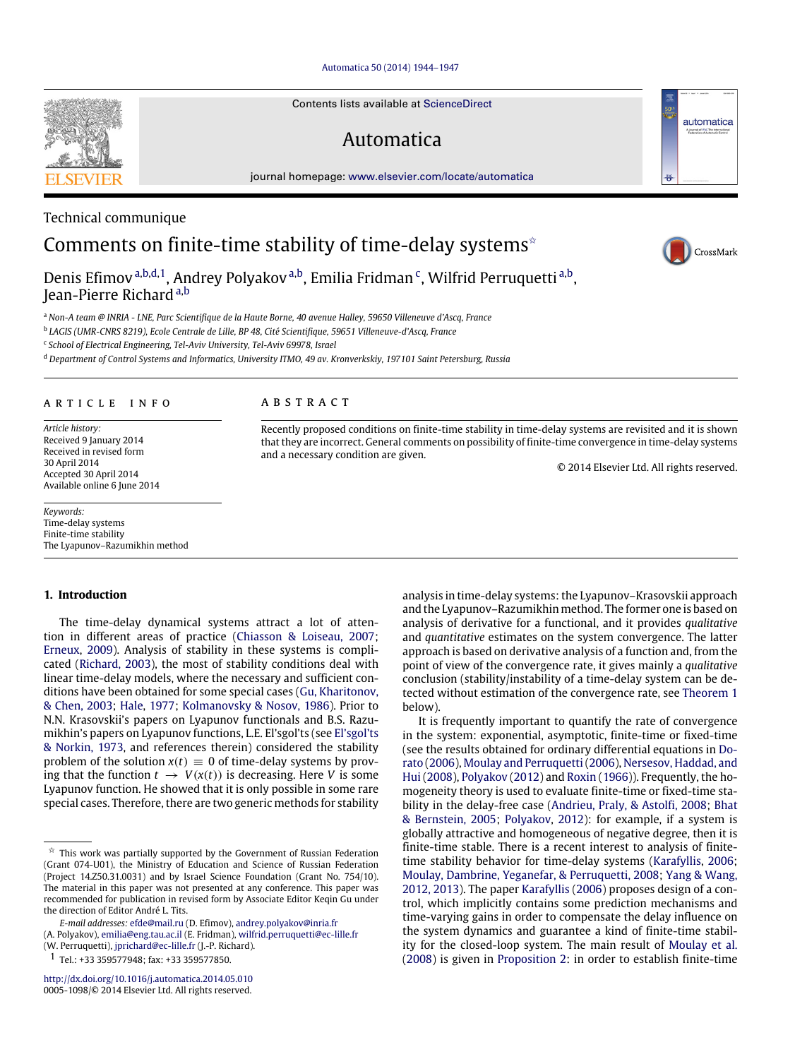Technical communique

# Comments on finite-time stability of time-delay systems[☆]

Denis Efimov [a,b,d,1], Andrey Polyakov [a,b], Emilia Fridman [c], Wilfrid Perruquetti [a,b], Jean-Pierre Richard [a,b]

[a] Non-A team @ INRIA - LNE, Parc Scientifique de la Haute Borne, 40 avenue Halley, 59650 Villeneuve d'Ascq, France

[b] LAGIS (UMR-CNRS 8219), Ecole Centrale de Lille, BP 48, Cité Scientifique, 59651 Villeneuve-d'Ascq, France

[c] School of Electrical Engineering, Tel-Aviv University, Tel-Aviv 69978, Israel

[d] Department of Control Systems and Informatics, University ITMO, 49 av. Kronverkskiy, 197101 Saint Petersburg, Russia

**ARTICLE INFO**

*Article history:*
Received 9 January 2014
Received in revised form 30 April 2014
Accepted 30 April 2014
Available online 6 June 2014

*Keywords:*
Time-delay systems
Finite-time stability
The Lyapunov–Razumikhin method

**ABSTRACT**

Recently proposed conditions on finite-time stability in time-delay systems are revisited and it is shown that they are incorrect. General comments on possibility of finite-time convergence in time-delay systems and a necessary condition are given.

© 2014 Elsevier Ltd. All rights reserved.

## 1. Introduction

The time-delay dynamical systems attract a lot of attention in different areas of practice (Chiasson & Loiseau, 2007; Erneux, 2009). Analysis of stability in these systems is complicated (Richard, 2003), the most of stability conditions deal with linear time-delay models, where the necessary and sufficient conditions have been obtained for some special cases (Gu, Kharitonov, & Chen, 2003; Hale, 1977; Kolmanovsky & Nosov, 1986). Prior to N.N. Krasovskii's papers on Lyapunov functionals and B.S. Razumikhin's papers on Lyapunov functions, L.E. El'sgol'ts (see El'sgol'ts & Norkin, 1973, and references therein) considered the stability problem of the solution $x(t) \equiv 0$ of time-delay systems by proving that the function $t \to V(x(t))$ is decreasing. Here $V$ is some Lyapunov function. He showed that it is only possible in some rare special cases. Therefore, there are two generic methods for stability analysis in time-delay systems: the Lyapunov–Krasovskii approach and the Lyapunov–Razumikhin method. The former one is based on analysis of derivative for a functional, and it provides *qualitative* and *quantitative* estimates on the system convergence. The latter approach is based on derivative analysis of a function and, from the point of view of the convergence rate, it gives mainly a *qualitative* conclusion (stability/instability of a time-delay system can be detected without estimation of the convergence rate, see Theorem 1 below).

It is frequently important to quantify the rate of convergence in the system: exponential, asymptotic, finite-time or fixed-time (see the results obtained for ordinary differential equations in Dorato (2006), Moulay and Perruquetti (2006), Nersesov, Haddad, and Hui (2008), Polyakov (2012) and Roxin (1966)). Frequently, the homogeneity theory is used to evaluate finite-time or fixed-time stability in the delay-free case (Andrieu, Praly, & Astolfi, 2008; Bhat & Bernstein, 2005; Polyakov, 2012): for example, if a system is globally attractive and homogeneous of negative degree, then it is finite-time stable. There is a recent interest to analysis of finite-time stability behavior for time-delay systems (Karafyllis, 2006; Moulay, Dambrine, Yeganefar, & Perruquetti, 2008; Yang & Wang, 2012, 2013). The paper Karafyllis (2006) proposes design of a control, which implicitly contains some prediction mechanisms and time-varying gains in order to compensate the delay influence on the system dynamics and guarantee a kind of finite-time stability for the closed-loop system. The main result of Moulay et al. (2008) is given in Proposition 2: in order to establish finite-time

---

[☆] This work was partially supported by the Government of Russian Federation (Grant 074-U01), the Ministry of Education and Science of Russian Federation (Project 14.Z50.31.0031) and by Israel Science Foundation (Grant No. 754/10). The material in this paper was not presented at any conference. This paper was recommended for publication in revised form by Associate Editor Keqin Gu under the direction of Editor André L. Tits.

*E-mail addresses:* efde@mail.ru (D. Efimov), andrey.polyakov@inria.fr (A. Polyakov), emilia@eng.tau.ac.il (E. Fridman), wilfrid.perruquetti@ec-lille.fr (W. Perruquetti), jprichard@ec-lille.fr (J.-P. Richard).

[1] Tel.: +33 359577948; fax: +33 359577850.

http://dx.doi.org/10.1016/j.automatica.2014.05.010
0005-1098/© 2014 Elsevier Ltd. All rights reserved.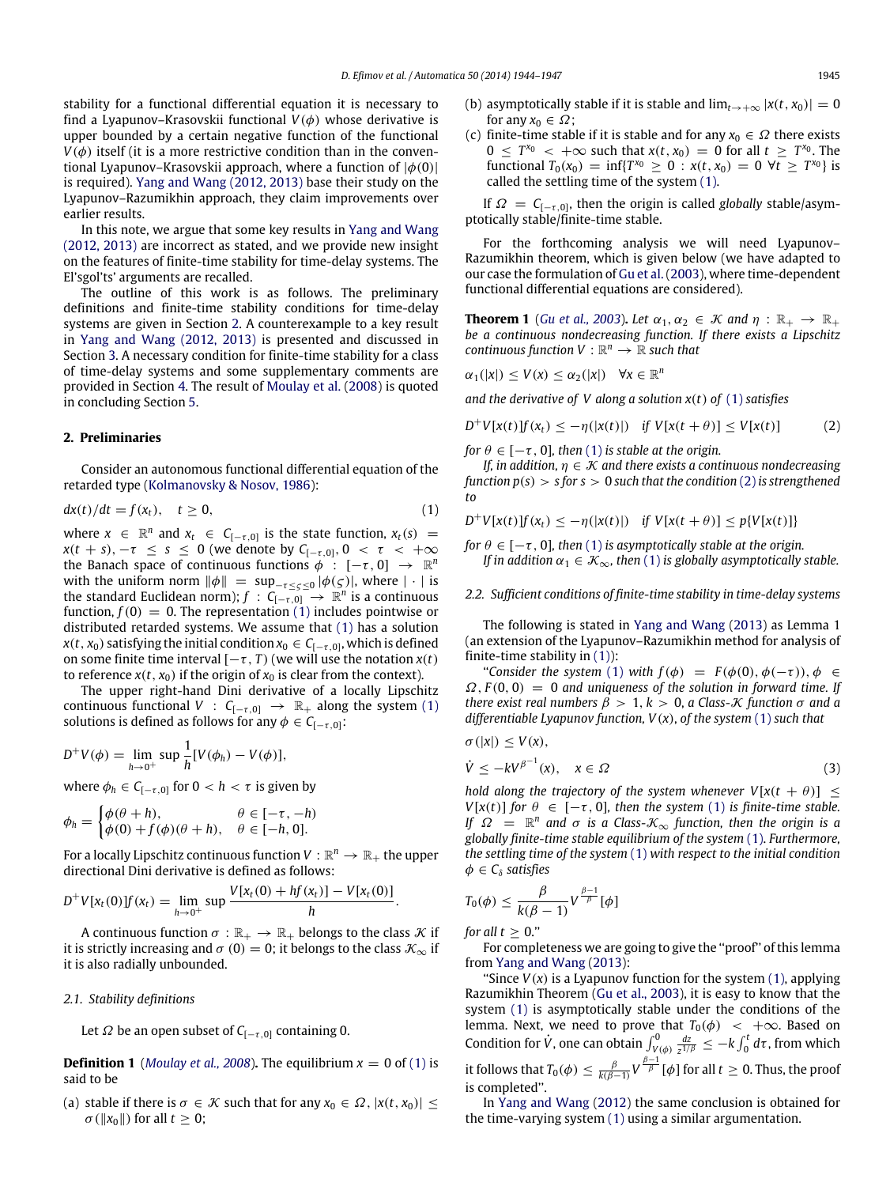stability for a functional differential equation it is necessary to find a Lyapunov–Krasovskii functional $V(\phi)$ whose derivative is upper bounded by a certain negative function of the functional $V(\phi)$ itself (it is a more restrictive condition than in the conventional Lyapunov–Krasovskii approach, where a function of $|\phi(0)|$ is required). Yang and Wang (2012, 2013) base their study on the Lyapunov–Razumikhin approach, they claim improvements over earlier results.

In this note, we argue that some key results in Yang and Wang (2012, 2013) are incorrect as stated, and we provide new insight on the features of finite-time stability for time-delay systems. The El'sgol'ts' arguments are recalled.

The outline of this work is as follows. The preliminary definitions and finite-time stability conditions for time-delay systems are given in Section 2. A counterexample to a key result in Yang and Wang (2012, 2013) is presented and discussed in Section 3. A necessary condition for finite-time stability for a class of time-delay systems and some supplementary comments are provided in Section 4. The result of Moulay et al. (2008) is quoted in concluding Section 5.

## 2. Preliminaries

Consider an autonomous functional differential equation of the retarded type (Kolmanovsky & Nosov, 1986):

$$dx(t)/dt = f(x_t), \quad t \geq 0, \tag{1}$$

where $x \in \mathbb{R}^n$ and $x_t \in C_{[-\tau,0]}$ is the state function, $x_t(s) = x(t+s), -\tau \leq s \leq 0$ (we denote by $C_{[-\tau,0]}, 0 < \tau < +\infty$ the Banach space of continuous functions $\phi : [-\tau, 0] \to \mathbb{R}^n$ with the uniform norm $\|\phi\| = \sup_{-\tau\leq\varsigma\leq 0}|\phi(\varsigma)|$, where $|\cdot|$ is the standard Euclidean norm); $f : C_{[-\tau,0]} \to \mathbb{R}^n$ is a continuous function, $f(0) = 0$. The representation (1) includes pointwise or distributed retarded systems. We assume that (1) has a solution $x(t, x_0)$ satisfying the initial condition $x_0 \in C_{[-\tau,0]}$, which is defined on some finite time interval $[-\tau, T)$ (we will use the notation $x(t)$ to reference $x(t, x_0)$ if the origin of $x_0$ is clear from the context).

The upper right-hand Dini derivative of a locally Lipschitz continuous functional $V : C_{[-\tau,0]} \to \mathbb{R}_+$ along the system (1) solutions is defined as follows for any $\phi \in C_{[-\tau,0]}$:

$$D^+V(\phi) = \lim_{h\to 0^+} \sup \frac{1}{h}[V(\phi_h) - V(\phi)],$$

where $\phi_h \in C_{[-\tau,0]}$ for $0 < h < \tau$ is given by

$$\phi_h = \begin{cases} \phi(\theta + h), & \theta \in [-\tau, -h) \\ \phi(0) + f(\phi)(\theta + h), & \theta \in [-h, 0]. \end{cases}$$

For a locally Lipschitz continuous function $V : \mathbb{R}^n \to \mathbb{R}_+$ the upper directional Dini derivative is defined as follows:

$$D^+V[x_t(0)]f(x_t) = \lim_{h\to 0^+} \sup \frac{V[x_t(0) + hf(x_t)] - V[x_t(0)]}{h}.$$

A continuous function $\sigma : \mathbb{R}_+ \to \mathbb{R}_+$ belongs to the class $\mathcal{K}$ if it is strictly increasing and $\sigma(0) = 0$; it belongs to the class $\mathcal{K}_\infty$ if it is also radially unbounded.

### 2.1. Stability definitions

Let $\Omega$ be an open subset of $C_{[-\tau,0]}$ containing 0.

**Definition 1** (*Moulay et al., 2008*). *The equilibrium $x = 0$ of (1) is said to be*

(a) stable if there is $\sigma \in \mathcal{K}$ such that for any $x_0 \in \Omega$, $|x(t, x_0)| \leq \sigma(\|x_0\|)$ for all $t \geq 0$;

(b) asymptotically stable if it is stable and $\lim_{t\to+\infty} |x(t, x_0)| = 0$ for any $x_0 \in \Omega$;

(c) finite-time stable if it is stable and for any $x_0 \in \Omega$ there exists $0 \leq T^{x_0} < +\infty$ such that $x(t, x_0) = 0$ for all $t \geq T^{x_0}$. The functional $T_0(x_0) = \inf\{T^{x_0} \geq 0 : x(t, x_0) = 0 \ \forall t \geq T^{x_0}\}$ is called the settling time of the system (1).

If $\Omega = C_{[-\tau,0]}$, then the origin is called *globally* stable/asymptotically stable/finite-time stable.

For the forthcoming analysis we will need Lyapunov–Razumikhin theorem, which is given below (we have adapted to our case the formulation of Gu et al. (2003), where time-dependent functional differential equations are considered).

**Theorem 1** (*Gu et al., 2003*). *Let $\alpha_1, \alpha_2 \in \mathcal{K}$ and $\eta : \mathbb{R}_+ \to \mathbb{R}_+$ be a continuous nondecreasing function. If there exists a Lipschitz continuous function $V : \mathbb{R}^n \to \mathbb{R}$ such that*

$$\alpha_1(|x|) \leq V(x) \leq \alpha_2(|x|) \quad \forall x \in \mathbb{R}^n$$

*and the derivative of $V$ along a solution $x(t)$ of (1) satisfies*

$$D^+V[x(t)]f(x_t) \leq -\eta(|x(t)|) \quad \text{if } V[x(t+\theta)] \leq V[x(t)] \tag{2}$$

*for $\theta \in [-\tau, 0]$, then (1) is stable at the origin.*

*If, in addition, $\eta \in \mathcal{K}$ and there exists a continuous nondecreasing function $p(s) > s$ for $s > 0$ such that the condition (2) is strengthened to*

$$D^+V[x(t)]f(x_t) \leq -\eta(|x(t)|) \quad \text{if } V[x(t+\theta)] \leq p\{V[x(t)]\}$$

*for $\theta \in [-\tau, 0]$, then (1) is asymptotically stable at the origin.*

*If in addition $\alpha_1 \in \mathcal{K}_\infty$, then (1) is globally asymptotically stable.*

### 2.2. Sufficient conditions of finite-time stability in time-delay systems

The following is stated in Yang and Wang (2013) as Lemma 1 (an extension of the Lyapunov–Razumikhin method for analysis of finite-time stability in (1)):

"*Consider the system (1) with $f(\phi) = F(\phi(0), \phi(-\tau)), \phi \in \Omega, F(0, 0) = 0$ and uniqueness of the solution in forward time. If there exist real numbers $\beta > 1, k > 0$, a Class-$\mathcal{K}$ function $\sigma$ and a differentiable Lyapunov function, $V(x)$, of the system (1) such that*

$$\sigma(|x|) \leq V(x),$$

$$\dot{V} \leq -kV^{\beta^{-1}}(x), \quad x \in \Omega \tag{3}$$

*hold along the trajectory of the system whenever $V[x(t+\theta)] \leq V[x(t)]$ for $\theta \in [-\tau, 0]$, then the system (1) is finite-time stable. If $\Omega = \mathbb{R}^n$ and $\sigma$ is a Class-$\mathcal{K}_\infty$ function, then the system is a globally finite-time stable equilibrium of the system (1). Furthermore, the settling time of the system (1) with respect to the initial condition $\phi \in C_\delta$ satisfies*

$$T_0(\phi) \leq \frac{\beta}{k(\beta - 1)} V^{\frac{\beta-1}{\beta}}[\phi]$$

*for all $t \geq 0$.*"

For completeness we are going to give the "proof" of this lemma from Yang and Wang (2013):

"Since $V(x)$ is a Lyapunov function for the system (1), applying Razumikhin Theorem (Gu et al., 2003), it is easy to know that the system (1) is asymptotically stable under the conditions of the lemma. Next, we need to prove that $T_0(\phi) < +\infty$. Based on Condition for $\dot{V}$, one can obtain $\int_{V(\phi)}^0 \frac{dz}{z^{1/\beta}} \leq -k\int_0^t d\tau$, from which it follows that $T_0(\phi) \leq \frac{\beta}{k(\beta-1)} V^{\frac{\beta-1}{\beta}}[\phi]$ for all $t \geq 0$. Thus, the proof is completed".

In Yang and Wang (2012) the same conclusion is obtained for the time-varying system (1) using a similar argumentation.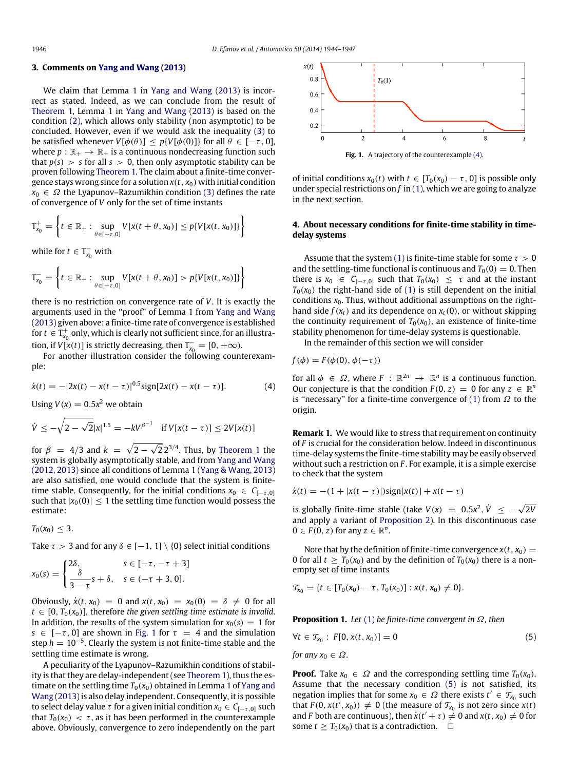## 3. Comments on Yang and Wang (2013)

We claim that Lemma 1 in Yang and Wang (2013) is incorrect as stated. Indeed, as we can conclude from the result of Theorem 1, Lemma 1 in Yang and Wang (2013) is based on the condition (2), which allows only stability (non asymptotic) to be concluded. However, even if we would ask the inequality (3) to be satisfied whenever $V[\phi(\theta)] \leq p\{V[\phi(0)]\}$ for all $\theta \in [-\tau, 0]$, where $p : \mathbb{R}_+ \to \mathbb{R}_+$ is a continuous nondecreasing function such that $p(s) > s$ for all $s > 0$, then only asymptotic stability can be proven following Theorem 1. The claim about a finite-time convergence stays wrong since for a solution $x(t, x_0)$ with initial condition $x_0 \in \Omega$ the Lyapunov–Razumikhin condition (3) defines the rate of convergence of $V$ only for the set of time instants

$$\mathrm{T}^+_{x_0} = \left\{ t \in \mathbb{R}_+ : \sup_{\theta \in [-\tau, 0]} V[x(t+\theta, x_0)] \leq p\{V[x(t, x_0)]\} \right\}$$

while for $t \in \mathrm{T}^-_{x_0}$ with

$$\mathrm{T}^-_{x_0} = \left\{ t \in \mathbb{R}_+ : \sup_{\theta \in [-\tau, 0]} V[x(t+\theta, x_0)] > p\{V[x(t, x_0)]\} \right\}$$

there is no restriction on convergence rate of $V$. It is exactly the arguments used in the "proof" of Lemma 1 from Yang and Wang (2013) given above: a finite-time rate of convergence is established for $t \in \mathrm{T}^+_{x_0}$ only, which is clearly not sufficient since, for an illustration, if $V[x(t)]$ is strictly decreasing, then $\mathrm{T}^-_{x_0} = [0, +\infty)$.

For another illustration consider the following counterexample:

$$\dot{x}(t) = -|2x(t) - x(t-\tau)|^{0.5} \mathrm{sign}[2x(t) - x(t-\tau)]. \tag{4}$$

Using $V(x) = 0.5x^2$ we obtain

$$\dot{V} \leq -\sqrt{2-\sqrt{2}}|x|^{1.5} = -kV^{\beta^{-1}} \quad \text{if } V[x(t-\tau)] \leq 2V[x(t)]$$

for $\beta = 4/3$ and $k = \sqrt{2-\sqrt{2}}\,2^{3/4}$. Thus, by Theorem 1 the system is globally asymptotically stable, and from Yang and Wang (2012, 2013) since all conditions of Lemma 1 (Yang & Wang, 2013) are also satisfied, one would conclude that the system is finite-time stable. Consequently, for the initial conditions $x_0 \in C_{[-\tau,0]}$ such that $|x_0(0)| \leq 1$ the settling time function would possess the estimate:

$$T_0(x_0) \leq 3.$$

Take $\tau > 3$ and for any $\delta \in [-1, 1] \setminus \{0\}$ select initial conditions

$$x_0(s) = \begin{cases} 2\delta, & s \in [-\tau, -\tau+3] \\ \dfrac{\delta}{3-\tau}s + \delta, & s \in (-\tau+3, 0]. \end{cases}$$

Obviously, $\dot{x}(t, x_0) = 0$ and $x(t, x_0) = x_0(0) = \delta \neq 0$ for all $t \in [0, T_0(x_0)]$, therefore *the given settling time estimate is invalid*. In addition, the results of the system simulation for $x_0(s) = 1$ for $s \in [-\tau, 0]$ are shown in Fig. 1 for $\tau = 4$ and the simulation step $h = 10^{-5}$. Clearly the system is not finite-time stable and the settling time estimate is wrong.

A peculiarity of the Lyapunov–Razumikhin conditions of stability is that they are delay-independent (see Theorem 1), thus the estimate on the settling time $T_0(x_0)$ obtained in Lemma 1 of Yang and Wang (2013) is also delay independent. Consequently, it is possible to select delay value $\tau$ for a given initial condition $x_0 \in C_{[-\tau,0]}$ such that $T_0(x_0) < \tau$, as it has been performed in the counterexample above. Obviously, convergence to zero independently on the part of initial conditions $x_0(t)$ with $t \in [T_0(x_0) - \tau, 0]$ is possible only under special restrictions on $f$ in (1), which we are going to analyze in the next section.

Fig. 1. A trajectory of the counterexample (4).

## 4. About necessary conditions for finite-time stability in time-delay systems

Assume that the system (1) is finite-time stable for some $\tau > 0$ and the settling-time functional is continuous and $T_0(0) = 0$. Then there is $x_0 \in C_{[-\tau,0]}$ such that $T_0(x_0) \leq \tau$ and at the instant $T_0(x_0)$ the right-hand side of (1) is still dependent on the initial conditions $x_0$. Thus, without additional assumptions on the right-hand side $f(x_t)$ and its dependence on $x_t(0)$, or without skipping the continuity requirement of $T_0(x_0)$, an existence of finite-time stability phenomenon for time-delay systems is questionable.

In the remainder of this section we will consider

$$f(\phi) = F(\phi(0), \phi(-\tau))$$

for all $\phi \in \Omega$, where $F : \mathbb{R}^{2n} \to \mathbb{R}^n$ is a continuous function. Our conjecture is that the condition $F(0, z) = 0$ for any $z \in \mathbb{R}^n$ is "necessary" for a finite-time convergence of (1) from $\Omega$ to the origin.

**Remark 1.** We would like to stress that requirement on continuity of $F$ is crucial for the consideration below. Indeed in discontinuous time-delay systems the finite-time stability may be easily observed without such a restriction on $F$. For example, it is a simple exercise to check that the system

$$\dot{x}(t) = -(1 + |x(t-\tau)|)\mathrm{sign}[x(t)] + x(t-\tau)$$

is globally finite-time stable (take $V(x) = 0.5x^2$, $\dot{V} \leq -\sqrt{2V}$ and apply a variant of Proposition 2). In this discontinuous case $0 \in F(0, z)$ for any $z \in \mathbb{R}^n$.

Note that by the definition of finite-time convergence $x(t, x_0) = 0$ for all $t \geq T_0(x_0)$ and by the definition of $T_0(x_0)$ there is a non-empty set of time instants

$$\mathcal{T}_{x_0} = \{t \in [T_0(x_0) - \tau, T_0(x_0)] : x(t, x_0) \neq 0\}.$$

**Proposition 1.** *Let (1) be finite-time convergent in $\Omega$, then*

$$\forall t \in \mathcal{T}_{x_0} : \; F[0, x(t, x_0)] = 0 \tag{5}$$

*for any $x_0 \in \Omega$.*

**Proof.** Take $x_0 \in \Omega$ and the corresponding settling time $T_0(x_0)$. Assume that the necessary condition (5) is not satisfied, its negation implies that for some $x_0 \in \Omega$ there exists $t' \in \mathcal{T}_{x_0}$ such that $F(0, x(t', x_0)) \neq 0$ (the measure of $\mathcal{T}_{x_0}$ is not zero since $x(t)$ and $F$ both are continuous), then $\dot{x}(t' + \tau) \neq 0$ and $x(t, x_0) \neq 0$ for some $t \geq T_0(x_0)$ that is a contradiction. $\square$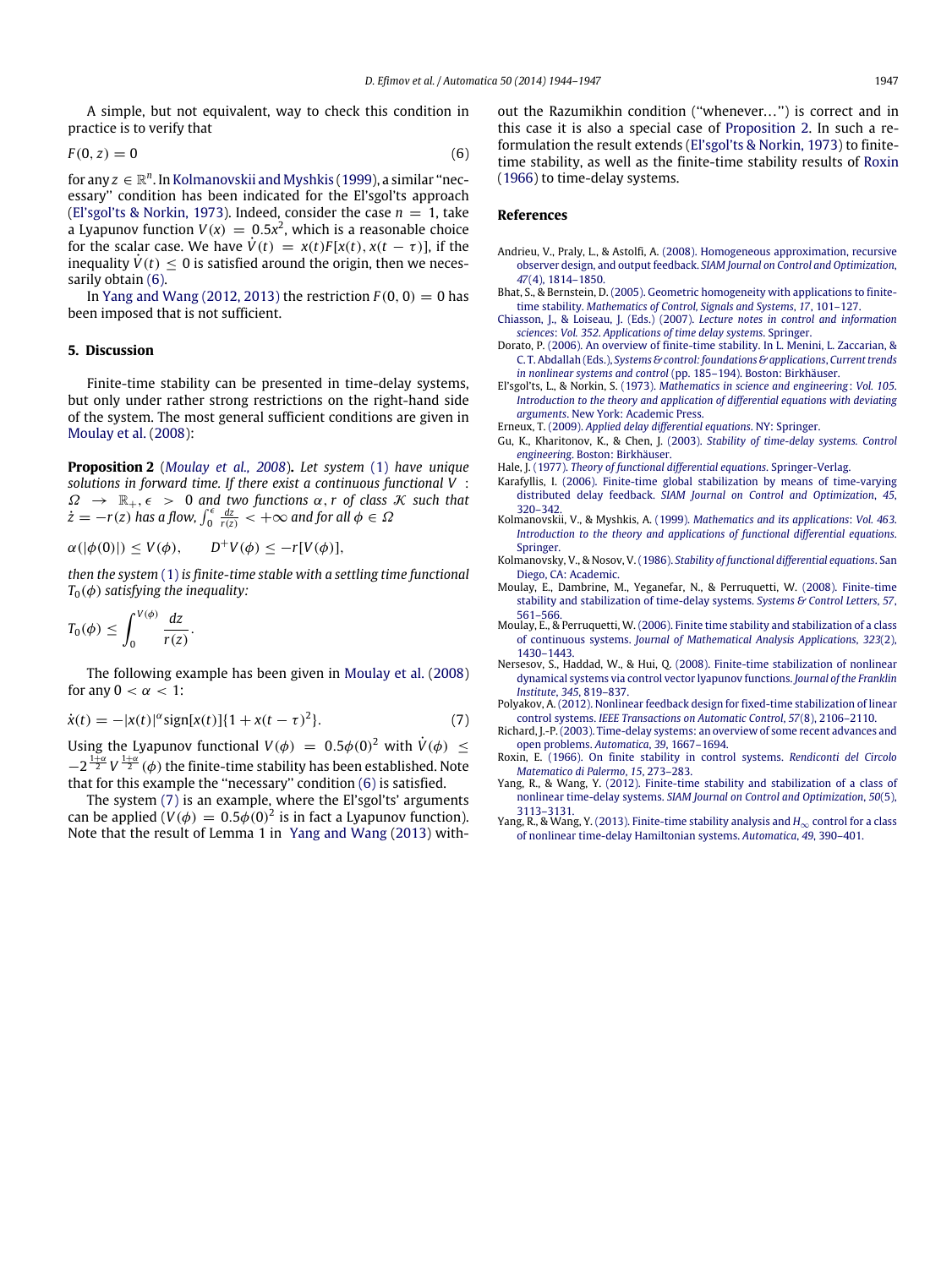A simple, but not equivalent, way to check this condition in practice is to verify that

$$F(0, z) = 0 \tag{6}$$

for any $z \in \mathbb{R}^n$. In Kolmanovskii and Myshkis (1999), a similar "necessary" condition has been indicated for the El'sgol'ts approach (El'sgol'ts & Norkin, 1973). Indeed, consider the case $n = 1$, take a Lyapunov function $V(x) = 0.5x^2$, which is a reasonable choice for the scalar case. We have $\dot{V}(t) = x(t)F[x(t), x(t-\tau)]$, if the inequality $\dot{V}(t) \leq 0$ is satisfied around the origin, then we necessarily obtain (6).

In Yang and Wang (2012, 2013) the restriction $F(0, 0) = 0$ has been imposed that is not sufficient.

## 5. Discussion

Finite-time stability can be presented in time-delay systems, but only under rather strong restrictions on the right-hand side of the system. The most general sufficient conditions are given in Moulay et al. (2008):

**Proposition 2** (*Moulay et al., 2008*). *Let system (1) have unique solutions in forward time. If there exist a continuous functional $V : \Omega \to \mathbb{R}_+$, $\epsilon > 0$ and two functions $\alpha, r$ of class $\mathcal{K}$ such that $\dot{z} = -r(z)$ has a flow, $\int_0^{\epsilon} \frac{dz}{r(z)} < +\infty$ and for all $\phi \in \Omega$*

$$\alpha(|\phi(0)|) \leq V(\phi), \qquad D^+V(\phi) \leq -r[V(\phi)],$$

*then the system (1) is finite-time stable with a settling time functional $T_0(\phi)$ satisfying the inequality:*

$$T_0(\phi) \leq \int_0^{V(\phi)} \frac{dz}{r(z)}.$$

The following example has been given in Moulay et al. (2008) for any $0 < \alpha < 1$:

$$\dot{x}(t) = -|x(t)|^{\alpha}\operatorname{sign}[x(t)]\{1 + x(t-\tau)^2\}. \tag{7}$$

Using the Lyapunov functional $V(\phi) = 0.5\phi(0)^2$ with $\dot{V}(\phi) \leq -2^{\frac{1+\alpha}{2}} V^{\frac{1+\alpha}{2}}(\phi)$ the finite-time stability has been established. Note that for this example the "necessary" condition (6) is satisfied.

The system (7) is an example, where the El'sgol'ts' arguments can be applied ($V(\phi) = 0.5\phi(0)^2$ is in fact a Lyapunov function). Note that the result of Lemma 1 in Yang and Wang (2013) without the Razumikhin condition ("whenever…") is correct and in this case it is also a special case of Proposition 2. In such a reformulation the result extends (El'sgol'ts & Norkin, 1973) to finite-time stability, as well as the finite-time stability results of Roxin (1966) to time-delay systems.

## References

Andrieu, V., Praly, L., & Astolfi, A. (2008). Homogeneous approximation, recursive observer design, and output feedback. *SIAM Journal on Control and Optimization*, *47*(4), 1814–1850.

Bhat, S., & Bernstein, D. (2005). Geometric homogeneity with applications to finite-time stability. *Mathematics of Control, Signals and Systems*, *17*, 101–127.

Chiasson, J., & Loiseau, J. (Eds.) (2007). *Lecture notes in control and information sciences*: *Vol. 352. Applications of time delay systems*. Springer.

Dorato, P. (2006). An overview of finite-time stability. In L. Menini, L. Zaccarian, & C. T. Abdallah (Eds.), *Systems & control: foundations & applications*, *Current trends in nonlinear systems and control* (pp. 185–194). Boston: Birkhäuser.

El'sgol'ts, L., & Norkin, S. (1973). *Mathematics in science and engineering*: *Vol. 105. Introduction to the theory and application of differential equations with deviating arguments*. New York: Academic Press.

Erneux, T. (2009). *Applied delay differential equations*. NY: Springer.

Gu, K., Kharitonov, K., & Chen, J. (2003). *Stability of time-delay systems. Control engineering*. Boston: Birkhäuser.

Hale, J. (1977). *Theory of functional differential equations*. Springer-Verlag.

Karafyllis, I. (2006). Finite-time global stabilization by means of time-varying distributed delay feedback. *SIAM Journal on Control and Optimization*, *45*, 320–342.

Kolmanovskii, V., & Myshkis, A. (1999). *Mathematics and its applications*: *Vol. 463. Introduction to the theory and applications of functional differential equations*. Springer.

Kolmanovsky, V., & Nosov, V. (1986). *Stability of functional differential equations*. San Diego, CA: Academic.

Moulay, E., Dambrine, M., Yeganefar, N., & Perruquetti, W. (2008). Finite-time stability and stabilization of time-delay systems. *Systems & Control Letters*, *57*, 561–566.

Moulay, E., & Perruquetti, W. (2006). Finite time stability and stabilization of a class of continuous systems. *Journal of Mathematical Analysis Applications*, *323*(2), 1430–1443.

Nersesov, S., Haddad, W., & Hui, Q. (2008). Finite-time stabilization of nonlinear dynamical systems via control vector lyapunov functions. *Journal of the Franklin Institute*, *345*, 819–837.

Polyakov, A. (2012). Nonlinear feedback design for fixed-time stabilization of linear control systems. *IEEE Transactions on Automatic Control*, *57*(8), 2106–2110.

Richard, J.-P. (2003). Time-delay systems: an overview of some recent advances and open problems. *Automatica*, *39*, 1667–1694.

Roxin, E. (1966). On finite stability in control systems. *Rendiconti del Circolo Matematico di Palermo*, *15*, 273–283.

Yang, R., & Wang, Y. (2012). Finite-time stability and stabilization of a class of nonlinear time-delay systems. *SIAM Journal on Control and Optimization*, *50*(5), 3113–3131.

Yang, R., & Wang, Y. (2013). Finite-time stability analysis and $H_\infty$ control for a class of nonlinear time-delay Hamiltonian systems. *Automatica*, *49*, 390–401.